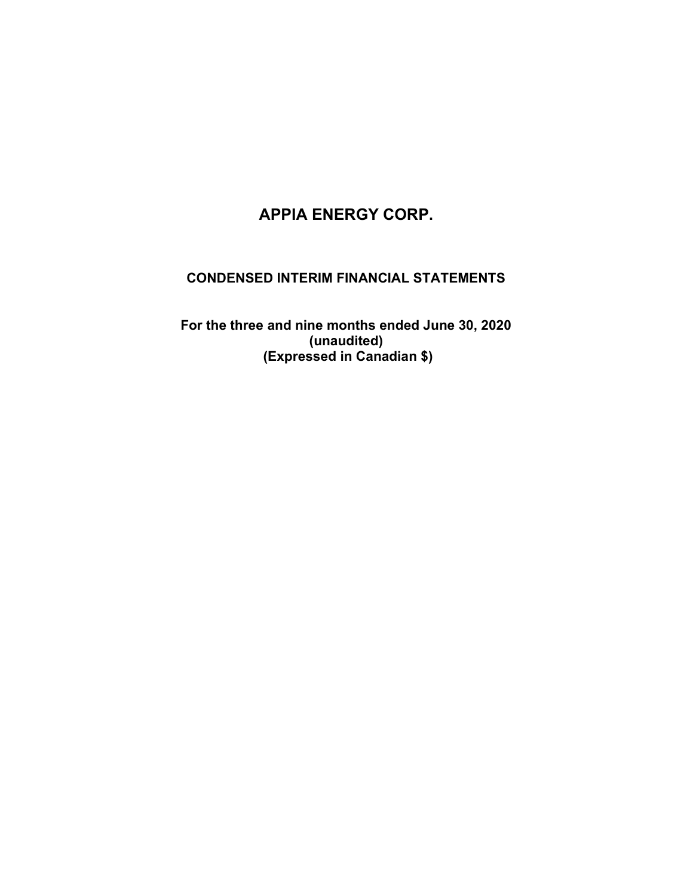# APPIA ENERGY CORP.

## CONDENSED INTERIM FINANCIAL STATEMENTS

**For the three and nine months ended June 30, 2020**
**(unaudited)**
**(Expressed in Canadian $)**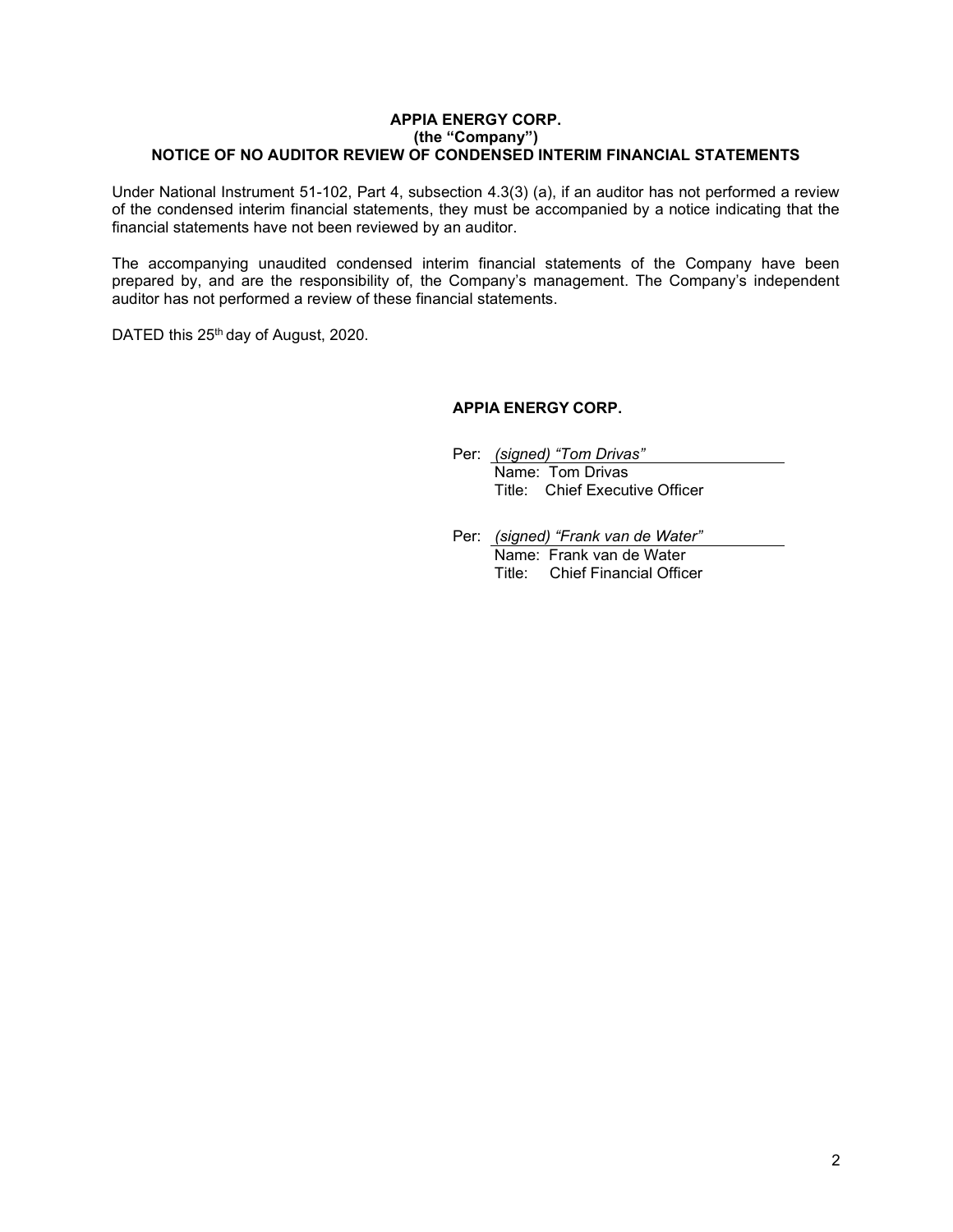**APPIA ENERGY CORP.**
**(the "Company")**
**NOTICE OF NO AUDITOR REVIEW OF CONDENSED INTERIM FINANCIAL STATEMENTS**

Under National Instrument 51-102, Part 4, subsection 4.3(3) (a), if an auditor has not performed a review of the condensed interim financial statements, they must be accompanied by a notice indicating that the financial statements have not been reviewed by an auditor.

The accompanying unaudited condensed interim financial statements of the Company have been prepared by, and are the responsibility of, the Company's management. The Company's independent auditor has not performed a review of these financial statements.

DATED this 25th day of August, 2020.

**APPIA ENERGY CORP.**

Per: *(signed) "Tom Drivas"*
Name: Tom Drivas
Title: Chief Executive Officer

Per: *(signed) "Frank van de Water"*
Name: Frank van de Water
Title: Chief Financial Officer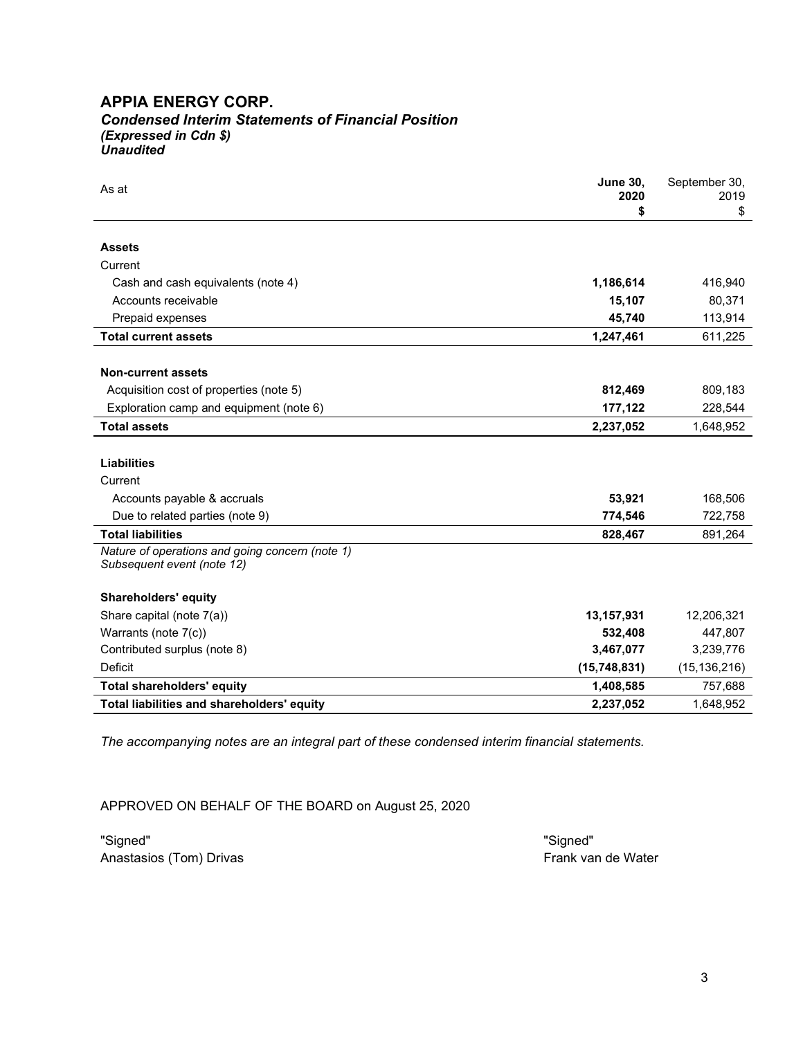# APPIA ENERGY CORP.

***Condensed Interim Statements of Financial Position***
***(Expressed in Cdn $)***
***Unaudited***

| As at | **June 30, 2020 $** | September 30, 2019 $ |
|---|---|---|
| **Assets** | | |
| Current | | |
| Cash and cash equivalents (note 4) | **1,186,614** | 416,940 |
| Accounts receivable | **15,107** | 80,371 |
| Prepaid expenses | **45,740** | 113,914 |
| **Total current assets** | **1,247,461** | 611,225 |
| **Non-current assets** | | |
| Acquisition cost of properties (note 5) | **812,469** | 809,183 |
| Exploration camp and equipment (note 6) | **177,122** | 228,544 |
| **Total assets** | **2,237,052** | 1,648,952 |
| **Liabilities** | | |
| Current | | |
| Accounts payable & accruals | **53,921** | 168,506 |
| Due to related parties (note 9) | **774,546** | 722,758 |
| **Total liabilities** | **828,467** | 891,264 |
| *Nature of operations and going concern (note 1)* | | |
| *Subsequent event (note 12)* | | |
| **Shareholders' equity** | | |
| Share capital (note 7(a)) | **13,157,931** | 12,206,321 |
| Warrants (note 7(c)) | **532,408** | 447,807 |
| Contributed surplus (note 8) | **3,467,077** | 3,239,776 |
| Deficit | **(15,748,831)** | (15,136,216) |
| **Total shareholders' equity** | **1,408,585** | 757,688 |
| **Total liabilities and shareholders' equity** | **2,237,052** | 1,648,952 |

*The accompanying notes are an integral part of these condensed interim financial statements.*

APPROVED ON BEHALF OF THE BOARD on August 25, 2020

"Signed"
Anastasios (Tom) Drivas

"Signed"
Frank van de Water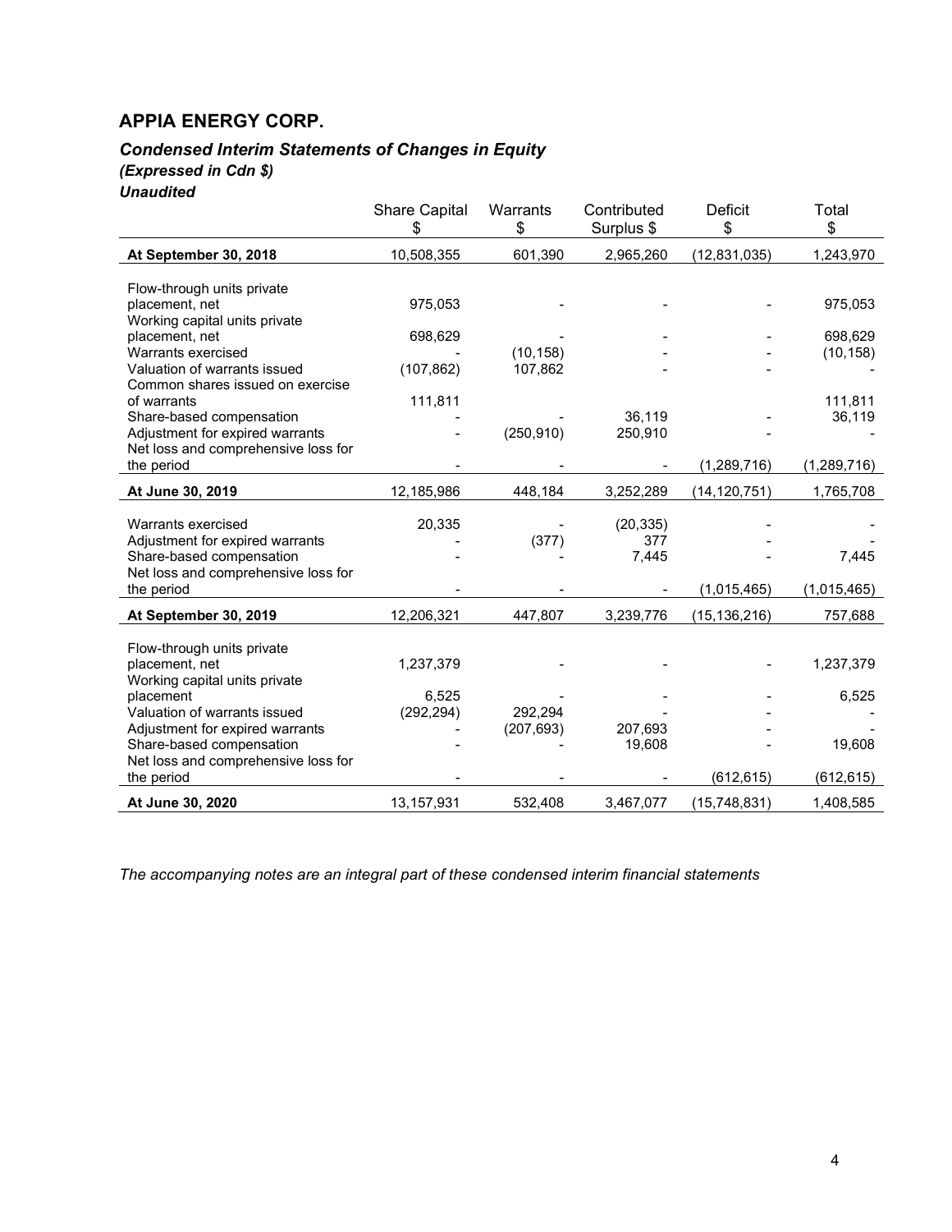# APPIA ENERGY CORP.

## *Condensed Interim Statements of Changes in Equity*

***(Expressed in Cdn $)***

***Unaudited***

| | Share Capital $ | Warrants $ | Contributed Surplus $ | Deficit $ | Total $ |
|---|---|---|---|---|---|
| **At September 30, 2018** | 10,508,355 | 601,390 | 2,965,260 | (12,831,035) | 1,243,970 |
| Flow-through units private placement, net | 975,053 | - | - | - | 975,053 |
| Working capital units private placement, net | 698,629 | - | - | - | 698,629 |
| Warrants exercised | - | (10,158) | - | - | (10,158) |
| Valuation of warrants issued | (107,862) | 107,862 | - | - | - |
| Common shares issued on exercise of warrants | 111,811 | | | | 111,811 |
| Share-based compensation | - | - | 36,119 | - | 36,119 |
| Adjustment for expired warrants | - | (250,910) | 250,910 | - | - |
| Net loss and comprehensive loss for the period | - | - | - | (1,289,716) | (1,289,716) |
| **At June 30, 2019** | 12,185,986 | 448,184 | 3,252,289 | (14,120,751) | 1,765,708 |
| Warrants exercised | 20,335 | - | (20,335) | - | - |
| Adjustment for expired warrants | - | (377) | 377 | - | - |
| Share-based compensation | - | - | 7,445 | - | 7,445 |
| Net loss and comprehensive loss for the period | - | - | - | (1,015,465) | (1,015,465) |
| **At September 30, 2019** | 12,206,321 | 447,807 | 3,239,776 | (15,136,216) | 757,688 |
| Flow-through units private placement, net | 1,237,379 | - | - | - | 1,237,379 |
| Working capital units private placement | 6,525 | - | - | - | 6,525 |
| Valuation of warrants issued | (292,294) | 292,294 | - | - | - |
| Adjustment for expired warrants | - | (207,693) | 207,693 | - | - |
| Share-based compensation | - | - | 19,608 | - | 19,608 |
| Net loss and comprehensive loss for the period | - | - | - | (612,615) | (612,615) |
| **At June 30, 2020** | 13,157,931 | 532,408 | 3,467,077 | (15,748,831) | 1,408,585 |

*The accompanying notes are an integral part of these condensed interim financial statements*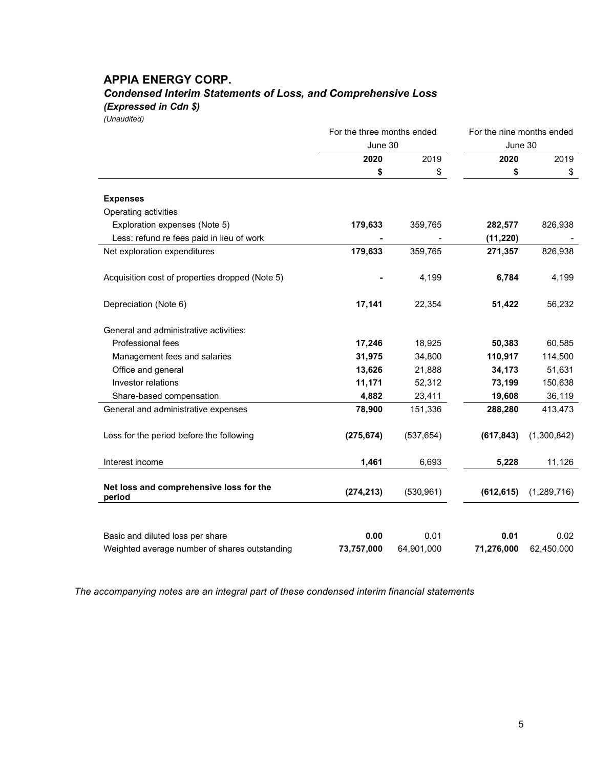# APPIA ENERGY CORP.

## *Condensed Interim Statements of Loss, and Comprehensive Loss*

***(Expressed in Cdn $)***

*(Unaudited)*

| | For the three months ended June 30 | | For the nine months ended June 30 | |
|---|---|---|---|---|
| | **2020** | 2019 | **2020** | 2019 |
| | **$** | $ | **$** | $ |
| **Expenses** | | | | |
| Operating activities | | | | |
| Exploration expenses (Note 5) | **179,633** | 359,765 | **282,577** | 826,938 |
| Less: refund re fees paid in lieu of work | **-** | - | **(11,220)** | - |
| Net exploration expenditures | **179,633** | 359,765 | **271,357** | 826,938 |
| Acquisition cost of properties dropped (Note 5) | **-** | 4,199 | **6,784** | 4,199 |
| Depreciation (Note 6) | **17,141** | 22,354 | **51,422** | 56,232 |
| General and administrative activities: | | | | |
| Professional fees | **17,246** | 18,925 | **50,383** | 60,585 |
| Management fees and salaries | **31,975** | 34,800 | **110,917** | 114,500 |
| Office and general | **13,626** | 21,888 | **34,173** | 51,631 |
| Investor relations | **11,171** | 52,312 | **73,199** | 150,638 |
| Share-based compensation | **4,882** | 23,411 | **19,608** | 36,119 |
| General and administrative expenses | **78,900** | 151,336 | **288,280** | 413,473 |
| Loss for the period before the following | **(275,674)** | (537,654) | **(617,843)** | (1,300,842) |
| Interest income | **1,461** | 6,693 | **5,228** | 11,126 |
| **Net loss and comprehensive loss for the period** | **(274,213)** | (530,961) | **(612,615)** | (1,289,716) |
| Basic and diluted loss per share | **0.00** | 0.01 | **0.01** | 0.02 |
| Weighted average number of shares outstanding | **73,757,000** | 64,901,000 | **71,276,000** | 62,450,000 |

*The accompanying notes are an integral part of these condensed interim financial statements*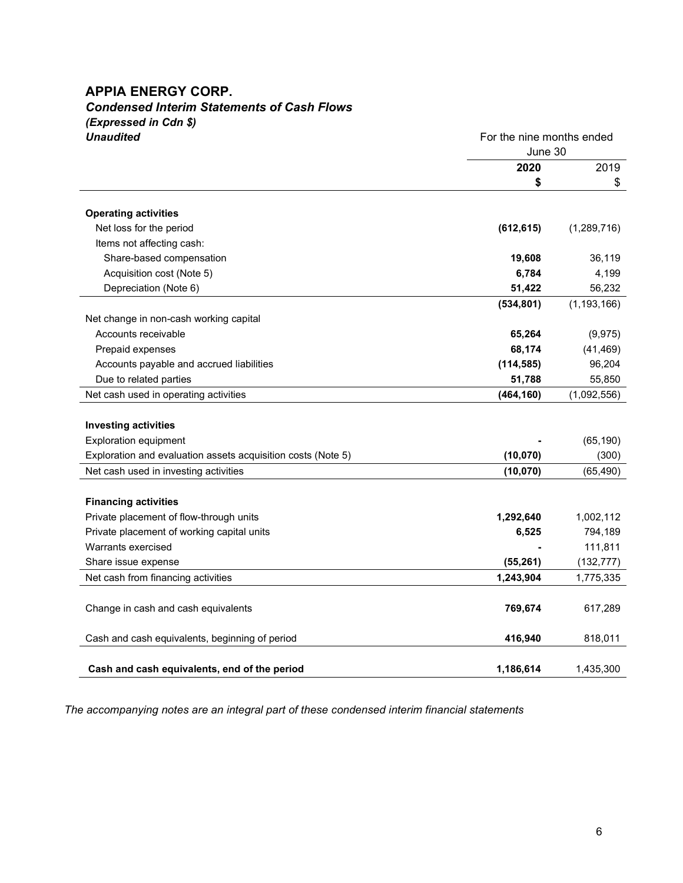# APPIA ENERGY CORP.

***Condensed Interim Statements of Cash Flows***

***(Expressed in Cdn $)***

***Unaudited***

| | For the nine months ended June 30 | |
|---|---|---|
| | **2020** | 2019 |
| | **$** | $ |
| **Operating activities** | | |
| Net loss for the period | **(612,615)** | (1,289,716) |
| Items not affecting cash: | | |
| Share-based compensation | **19,608** | 36,119 |
| Acquisition cost (Note 5) | **6,784** | 4,199 |
| Depreciation (Note 6) | **51,422** | 56,232 |
| | **(534,801)** | (1,193,166) |
| Net change in non-cash working capital | | |
| Accounts receivable | **65,264** | (9,975) |
| Prepaid expenses | **68,174** | (41,469) |
| Accounts payable and accrued liabilities | **(114,585)** | 96,204 |
| Due to related parties | **51,788** | 55,850 |
| Net cash used in operating activities | **(464,160)** | (1,092,556) |
| **Investing activities** | | |
| Exploration equipment | **-** | (65,190) |
| Exploration and evaluation assets acquisition costs (Note 5) | **(10,070)** | (300) |
| Net cash used in investing activities | **(10,070)** | (65,490) |
| **Financing activities** | | |
| Private placement of flow-through units | **1,292,640** | 1,002,112 |
| Private placement of working capital units | **6,525** | 794,189 |
| Warrants exercised | **-** | 111,811 |
| Share issue expense | **(55,261)** | (132,777) |
| Net cash from financing activities | **1,243,904** | 1,775,335 |
| Change in cash and cash equivalents | **769,674** | 617,289 |
| Cash and cash equivalents, beginning of period | **416,940** | 818,011 |
| **Cash and cash equivalents, end of the period** | **1,186,614** | 1,435,300 |

*The accompanying notes are an integral part of these condensed interim financial statements*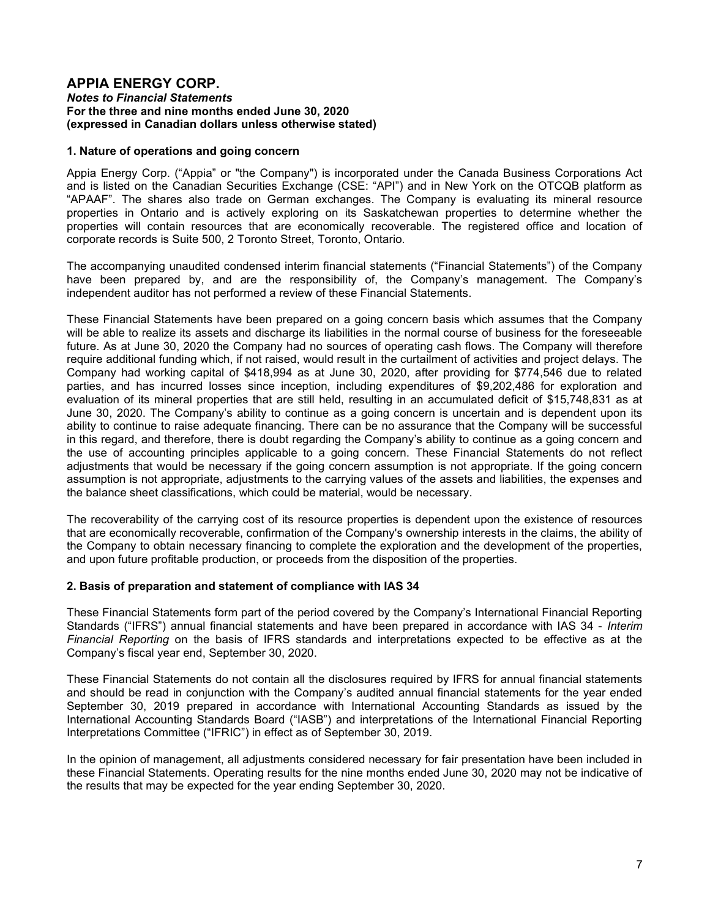# APPIA ENERGY CORP.

***Notes to Financial Statements***
**For the three and nine months ended June 30, 2020**
**(expressed in Canadian dollars unless otherwise stated)**

## 1. Nature of operations and going concern

Appia Energy Corp. ("Appia" or "the Company") is incorporated under the Canada Business Corporations Act and is listed on the Canadian Securities Exchange (CSE: "API") and in New York on the OTCQB platform as "APAAF". The shares also trade on German exchanges. The Company is evaluating its mineral resource properties in Ontario and is actively exploring on its Saskatchewan properties to determine whether the properties will contain resources that are economically recoverable. The registered office and location of corporate records is Suite 500, 2 Toronto Street, Toronto, Ontario.

The accompanying unaudited condensed interim financial statements ("Financial Statements") of the Company have been prepared by, and are the responsibility of, the Company's management. The Company's independent auditor has not performed a review of these Financial Statements.

These Financial Statements have been prepared on a going concern basis which assumes that the Company will be able to realize its assets and discharge its liabilities in the normal course of business for the foreseeable future. As at June 30, 2020 the Company had no sources of operating cash flows. The Company will therefore require additional funding which, if not raised, would result in the curtailment of activities and project delays. The Company had working capital of $418,994 as at June 30, 2020, after providing for $774,546 due to related parties, and has incurred losses since inception, including expenditures of $9,202,486 for exploration and evaluation of its mineral properties that are still held, resulting in an accumulated deficit of $15,748,831 as at June 30, 2020. The Company's ability to continue as a going concern is uncertain and is dependent upon its ability to continue to raise adequate financing. There can be no assurance that the Company will be successful in this regard, and therefore, there is doubt regarding the Company's ability to continue as a going concern and the use of accounting principles applicable to a going concern. These Financial Statements do not reflect adjustments that would be necessary if the going concern assumption is not appropriate. If the going concern assumption is not appropriate, adjustments to the carrying values of the assets and liabilities, the expenses and the balance sheet classifications, which could be material, would be necessary.

The recoverability of the carrying cost of its resource properties is dependent upon the existence of resources that are economically recoverable, confirmation of the Company's ownership interests in the claims, the ability of the Company to obtain necessary financing to complete the exploration and the development of the properties, and upon future profitable production, or proceeds from the disposition of the properties.

## 2. Basis of preparation and statement of compliance with IAS 34

These Financial Statements form part of the period covered by the Company's International Financial Reporting Standards ("IFRS") annual financial statements and have been prepared in accordance with IAS 34 - *Interim Financial Reporting* on the basis of IFRS standards and interpretations expected to be effective as at the Company's fiscal year end, September 30, 2020.

These Financial Statements do not contain all the disclosures required by IFRS for annual financial statements and should be read in conjunction with the Company's audited annual financial statements for the year ended September 30, 2019 prepared in accordance with International Accounting Standards as issued by the International Accounting Standards Board ("IASB") and interpretations of the International Financial Reporting Interpretations Committee ("IFRIC") in effect as of September 30, 2019.

In the opinion of management, all adjustments considered necessary for fair presentation have been included in these Financial Statements. Operating results for the nine months ended June 30, 2020 may not be indicative of the results that may be expected for the year ending September 30, 2020.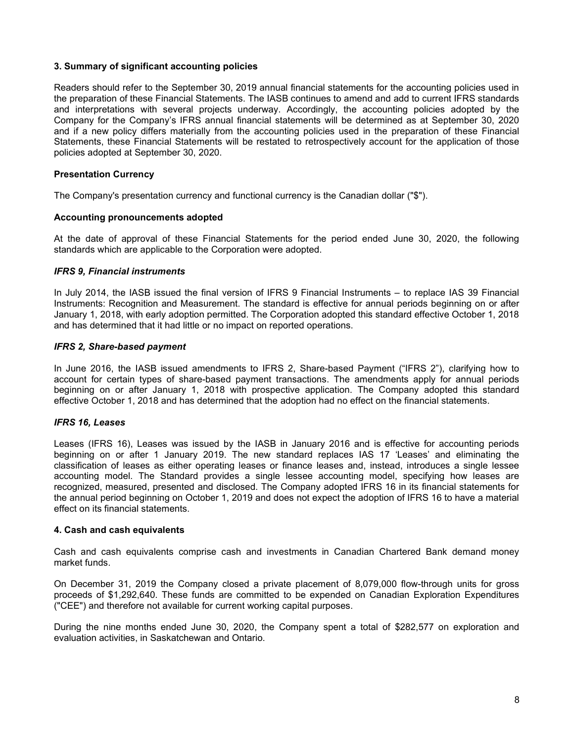## 3. Summary of significant accounting policies

Readers should refer to the September 30, 2019 annual financial statements for the accounting policies used in the preparation of these Financial Statements. The IASB continues to amend and add to current IFRS standards and interpretations with several projects underway. Accordingly, the accounting policies adopted by the Company for the Company's IFRS annual financial statements will be determined as at September 30, 2020 and if a new policy differs materially from the accounting policies used in the preparation of these Financial Statements, these Financial Statements will be restated to retrospectively account for the application of those policies adopted at September 30, 2020.

### Presentation Currency

The Company's presentation currency and functional currency is the Canadian dollar ("$").

### Accounting pronouncements adopted

At the date of approval of these Financial Statements for the period ended June 30, 2020, the following standards which are applicable to the Corporation were adopted.

#### *IFRS 9, Financial instruments*

In July 2014, the IASB issued the final version of IFRS 9 Financial Instruments – to replace IAS 39 Financial Instruments: Recognition and Measurement. The standard is effective for annual periods beginning on or after January 1, 2018, with early adoption permitted. The Corporation adopted this standard effective October 1, 2018 and has determined that it had little or no impact on reported operations.

#### *IFRS 2, Share-based payment*

In June 2016, the IASB issued amendments to IFRS 2, Share-based Payment ("IFRS 2"), clarifying how to account for certain types of share-based payment transactions. The amendments apply for annual periods beginning on or after January 1, 2018 with prospective application. The Company adopted this standard effective October 1, 2018 and has determined that the adoption had no effect on the financial statements.

#### *IFRS 16, Leases*

Leases (IFRS 16), Leases was issued by the IASB in January 2016 and is effective for accounting periods beginning on or after 1 January 2019. The new standard replaces IAS 17 'Leases' and eliminating the classification of leases as either operating leases or finance leases and, instead, introduces a single lessee accounting model. The Standard provides a single lessee accounting model, specifying how leases are recognized, measured, presented and disclosed. The Company adopted IFRS 16 in its financial statements for the annual period beginning on October 1, 2019 and does not expect the adoption of IFRS 16 to have a material effect on its financial statements.

## 4. Cash and cash equivalents

Cash and cash equivalents comprise cash and investments in Canadian Chartered Bank demand money market funds.

On December 31, 2019 the Company closed a private placement of 8,079,000 flow-through units for gross proceeds of $1,292,640. These funds are committed to be expended on Canadian Exploration Expenditures ("CEE") and therefore not available for current working capital purposes.

During the nine months ended June 30, 2020, the Company spent a total of $282,577 on exploration and evaluation activities, in Saskatchewan and Ontario.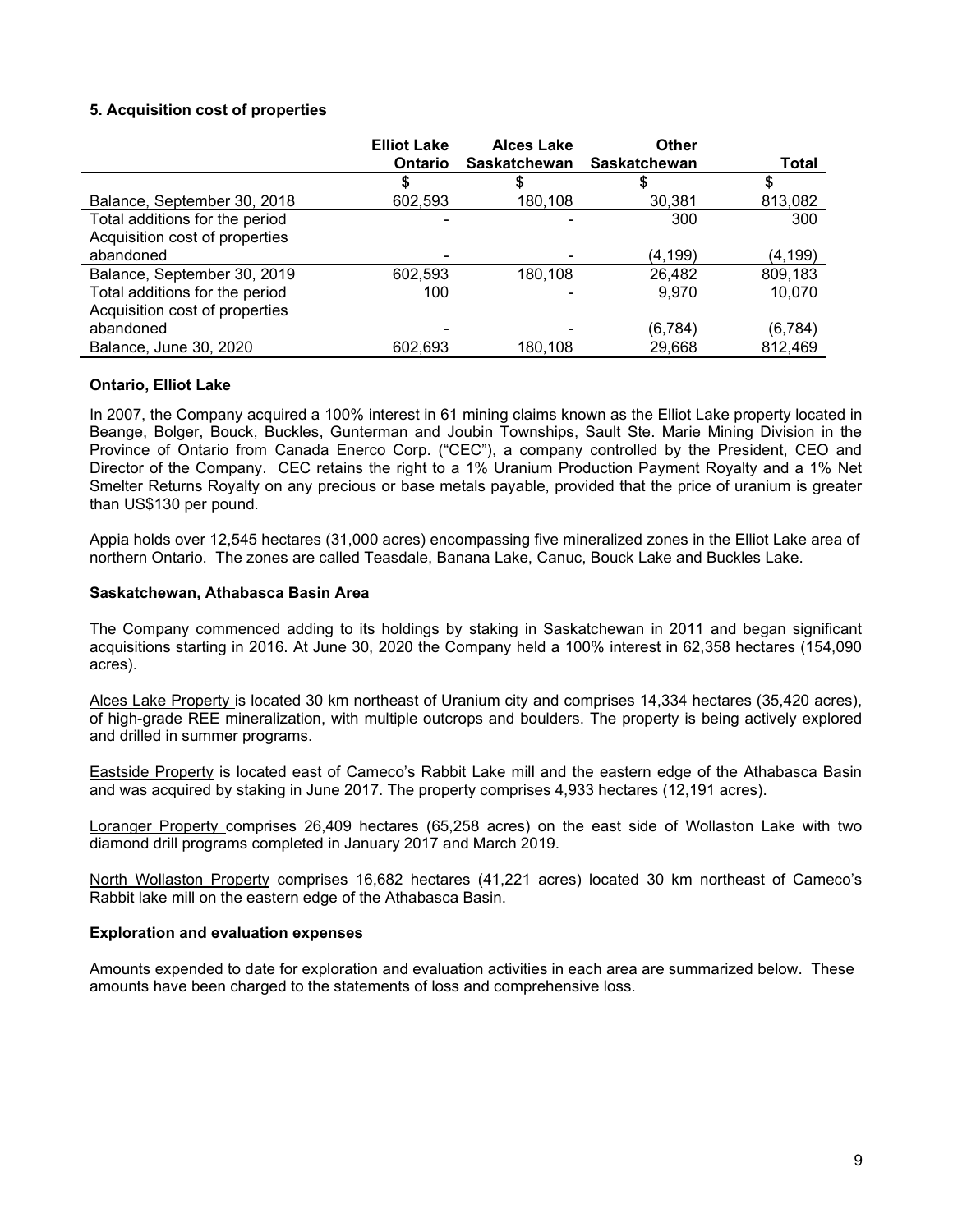### 5. Acquisition cost of properties

| | Elliot Lake Ontario | Alces Lake Saskatchewan | Other Saskatchewan | Total |
|---|---|---|---|---|
| | $ | $ | $ | $ |
| Balance, September 30, 2018 | 602,593 | 180,108 | 30,381 | 813,082 |
| Total additions for the period | - | - | 300 | 300 |
| Acquisition cost of properties abandoned | - | - | (4,199) | (4,199) |
| Balance, September 30, 2019 | 602,593 | 180,108 | 26,482 | 809,183 |
| Total additions for the period | 100 | - | 9,970 | 10,070 |
| Acquisition cost of properties abandoned | - | - | (6,784) | (6,784) |
| Balance, June 30, 2020 | 602,693 | 180,108 | 29,668 | 812,469 |

**Ontario, Elliot Lake**

In 2007, the Company acquired a 100% interest in 61 mining claims known as the Elliot Lake property located in Beange, Bolger, Bouck, Buckles, Gunterman and Joubin Townships, Sault Ste. Marie Mining Division in the Province of Ontario from Canada Enerco Corp. ("CEC"), a company controlled by the President, CEO and Director of the Company. CEC retains the right to a 1% Uranium Production Payment Royalty and a 1% Net Smelter Returns Royalty on any precious or base metals payable, provided that the price of uranium is greater than US$130 per pound.

Appia holds over 12,545 hectares (31,000 acres) encompassing five mineralized zones in the Elliot Lake area of northern Ontario. The zones are called Teasdale, Banana Lake, Canuc, Bouck Lake and Buckles Lake.

**Saskatchewan, Athabasca Basin Area**

The Company commenced adding to its holdings by staking in Saskatchewan in 2011 and began significant acquisitions starting in 2016. At June 30, 2020 the Company held a 100% interest in 62,358 hectares (154,090 acres).

Alces Lake Property is located 30 km northeast of Uranium city and comprises 14,334 hectares (35,420 acres), of high-grade REE mineralization, with multiple outcrops and boulders. The property is being actively explored and drilled in summer programs.

Eastside Property is located east of Cameco's Rabbit Lake mill and the eastern edge of the Athabasca Basin and was acquired by staking in June 2017. The property comprises 4,933 hectares (12,191 acres).

Loranger Property comprises 26,409 hectares (65,258 acres) on the east side of Wollaston Lake with two diamond drill programs completed in January 2017 and March 2019.

North Wollaston Property comprises 16,682 hectares (41,221 acres) located 30 km northeast of Cameco's Rabbit lake mill on the eastern edge of the Athabasca Basin.

**Exploration and evaluation expenses**

Amounts expended to date for exploration and evaluation activities in each area are summarized below. These amounts have been charged to the statements of loss and comprehensive loss.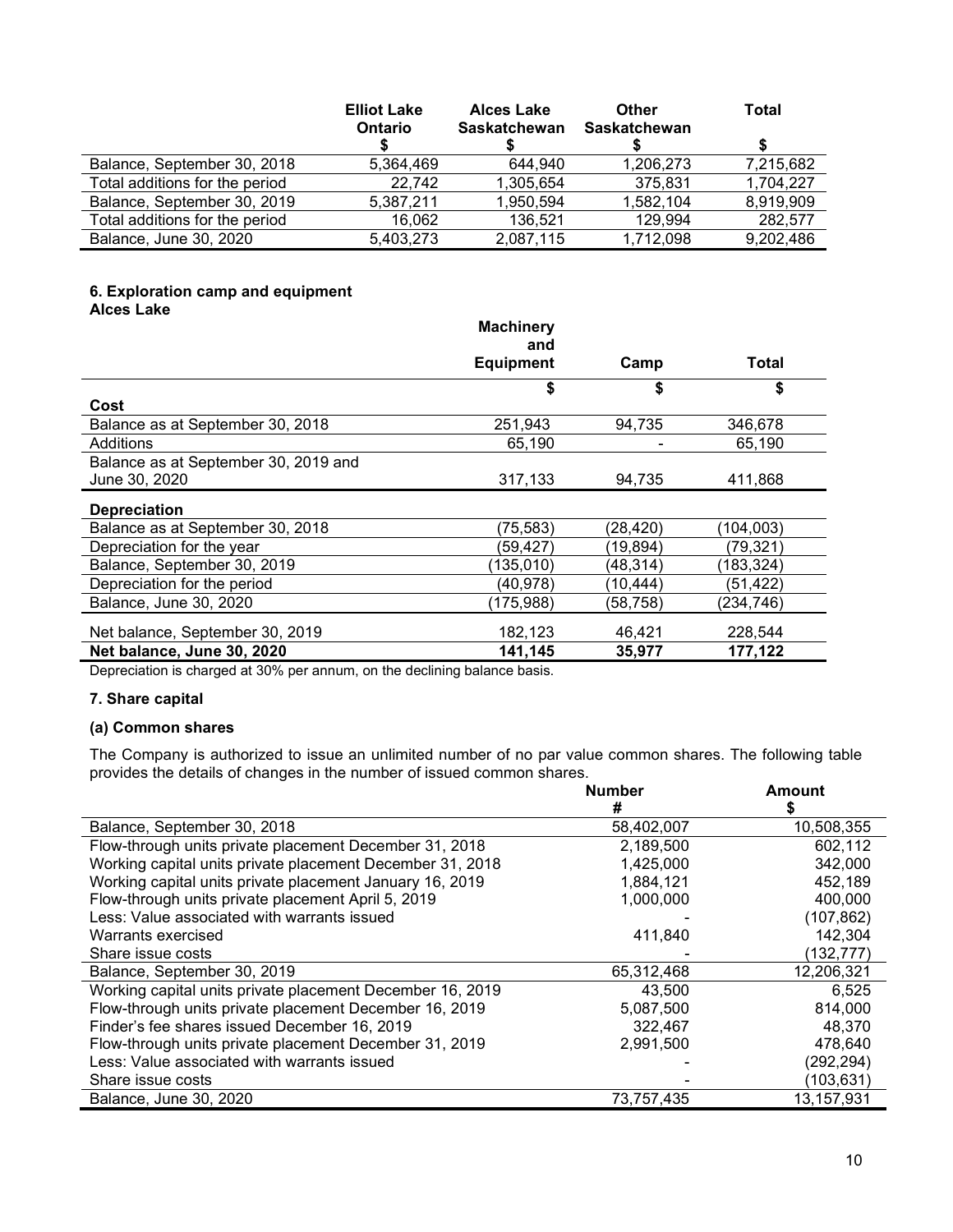| | Elliot Lake Ontario | Alces Lake Saskatchewan | Other Saskatchewan | Total |
|---|---|---|---|---|
| | $ | $ | $ | $ |
| Balance, September 30, 2018 | 5,364,469 | 644,940 | 1,206,273 | 7,215,682 |
| Total additions for the period | 22,742 | 1,305,654 | 375,831 | 1,704,227 |
| Balance, September 30, 2019 | 5,387,211 | 1,950,594 | 1,582,104 | 8,919,909 |
| Total additions for the period | 16,062 | 136,521 | 129,994 | 282,577 |
| Balance, June 30, 2020 | 5,403,273 | 2,087,115 | 1,712,098 | 9,202,486 |

### 6. Exploration camp and equipment

**Alces Lake**

| | Machinery and Equipment | Camp | Total |
|---|---|---|---|
| | $ | $ | $ |
| **Cost** | | | |
| Balance as at September 30, 2018 | 251,943 | 94,735 | 346,678 |
| Additions | 65,190 | - | 65,190 |
| Balance as at September 30, 2019 and June 30, 2020 | 317,133 | 94,735 | 411,868 |
| **Depreciation** | | | |
| Balance as at September 30, 2018 | (75,583) | (28,420) | (104,003) |
| Depreciation for the year | (59,427) | (19,894) | (79,321) |
| Balance, September 30, 2019 | (135,010) | (48,314) | (183,324) |
| Depreciation for the period | (40,978) | (10,444) | (51,422) |
| Balance, June 30, 2020 | (175,988) | (58,758) | (234,746) |
| Net balance, September 30, 2019 | 182,123 | 46,421 | 228,544 |
| **Net balance, June 30, 2020** | **141,145** | **35,977** | **177,122** |

Depreciation is charged at 30% per annum, on the declining balance basis.

### 7. Share capital

#### (a) Common shares

The Company is authorized to issue an unlimited number of no par value common shares. The following table provides the details of changes in the number of issued common shares.

| | Number | Amount |
|---|---|---|
| | # | $ |
| Balance, September 30, 2018 | 58,402,007 | 10,508,355 |
| Flow-through units private placement December 31, 2018 | 2,189,500 | 602,112 |
| Working capital units private placement December 31, 2018 | 1,425,000 | 342,000 |
| Working capital units private placement January 16, 2019 | 1,884,121 | 452,189 |
| Flow-through units private placement April 5, 2019 | 1,000,000 | 400,000 |
| Less: Value associated with warrants issued | - | (107,862) |
| Warrants exercised | 411,840 | 142,304 |
| Share issue costs | - | (132,777) |
| Balance, September 30, 2019 | 65,312,468 | 12,206,321 |
| Working capital units private placement December 16, 2019 | 43,500 | 6,525 |
| Flow-through units private placement December 16, 2019 | 5,087,500 | 814,000 |
| Finder's fee shares issued December 16, 2019 | 322,467 | 48,370 |
| Flow-through units private placement December 31, 2019 | 2,991,500 | 478,640 |
| Less: Value associated with warrants issued | - | (292,294) |
| Share issue costs | - | (103,631) |
| Balance, June 30, 2020 | 73,757,435 | 13,157,931 |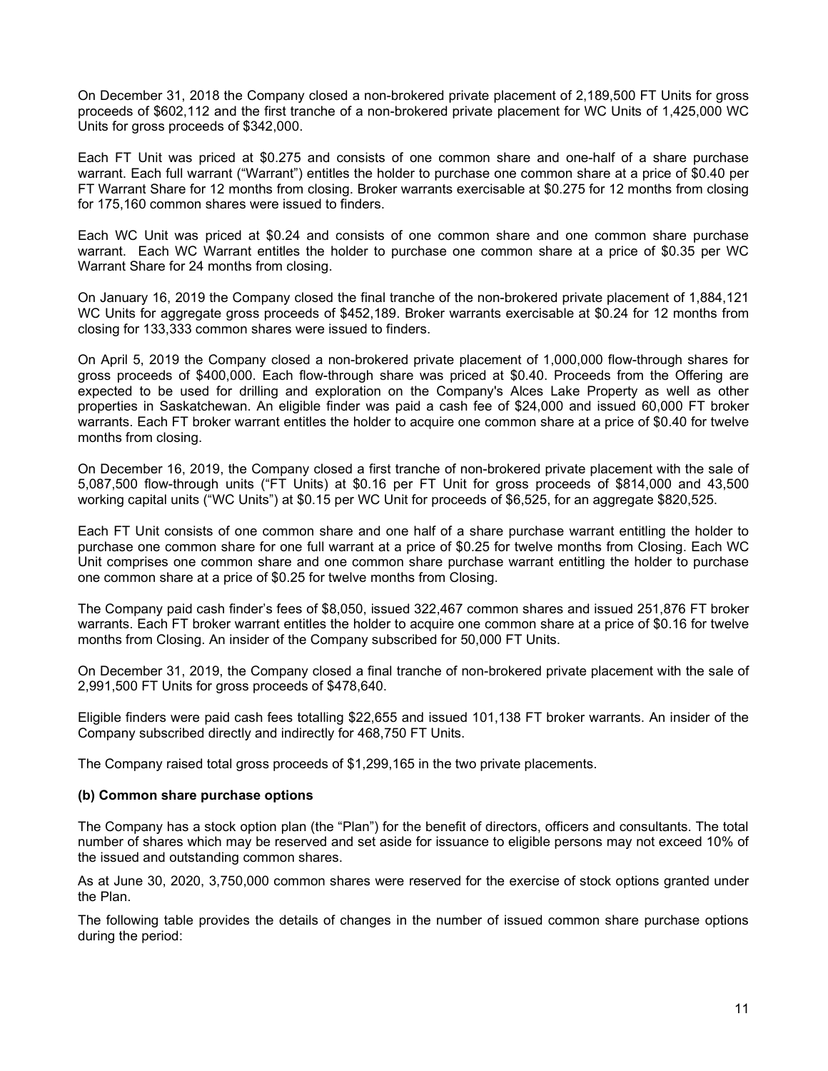On December 31, 2018 the Company closed a non-brokered private placement of 2,189,500 FT Units for gross proceeds of $602,112 and the first tranche of a non-brokered private placement for WC Units of 1,425,000 WC Units for gross proceeds of $342,000.

Each FT Unit was priced at $0.275 and consists of one common share and one-half of a share purchase warrant. Each full warrant ("Warrant") entitles the holder to purchase one common share at a price of $0.40 per FT Warrant Share for 12 months from closing. Broker warrants exercisable at $0.275 for 12 months from closing for 175,160 common shares were issued to finders.

Each WC Unit was priced at $0.24 and consists of one common share and one common share purchase warrant. Each WC Warrant entitles the holder to purchase one common share at a price of $0.35 per WC Warrant Share for 24 months from closing.

On January 16, 2019 the Company closed the final tranche of the non-brokered private placement of 1,884,121 WC Units for aggregate gross proceeds of $452,189. Broker warrants exercisable at $0.24 for 12 months from closing for 133,333 common shares were issued to finders.

On April 5, 2019 the Company closed a non-brokered private placement of 1,000,000 flow-through shares for gross proceeds of $400,000. Each flow-through share was priced at $0.40. Proceeds from the Offering are expected to be used for drilling and exploration on the Company's Alces Lake Property as well as other properties in Saskatchewan. An eligible finder was paid a cash fee of $24,000 and issued 60,000 FT broker warrants. Each FT broker warrant entitles the holder to acquire one common share at a price of $0.40 for twelve months from closing.

On December 16, 2019, the Company closed a first tranche of non-brokered private placement with the sale of 5,087,500 flow-through units ("FT Units) at $0.16 per FT Unit for gross proceeds of $814,000 and 43,500 working capital units ("WC Units") at $0.15 per WC Unit for proceeds of $6,525, for an aggregate $820,525.

Each FT Unit consists of one common share and one half of a share purchase warrant entitling the holder to purchase one common share for one full warrant at a price of $0.25 for twelve months from Closing. Each WC Unit comprises one common share and one common share purchase warrant entitling the holder to purchase one common share at a price of $0.25 for twelve months from Closing.

The Company paid cash finder's fees of $8,050, issued 322,467 common shares and issued 251,876 FT broker warrants. Each FT broker warrant entitles the holder to acquire one common share at a price of $0.16 for twelve months from Closing. An insider of the Company subscribed for 50,000 FT Units.

On December 31, 2019, the Company closed a final tranche of non-brokered private placement with the sale of 2,991,500 FT Units for gross proceeds of $478,640.

Eligible finders were paid cash fees totalling $22,655 and issued 101,138 FT broker warrants. An insider of the Company subscribed directly and indirectly for 468,750 FT Units.

The Company raised total gross proceeds of $1,299,165 in the two private placements.

**(b) Common share purchase options**

The Company has a stock option plan (the "Plan") for the benefit of directors, officers and consultants. The total number of shares which may be reserved and set aside for issuance to eligible persons may not exceed 10% of the issued and outstanding common shares.

As at June 30, 2020, 3,750,000 common shares were reserved for the exercise of stock options granted under the Plan.

The following table provides the details of changes in the number of issued common share purchase options during the period: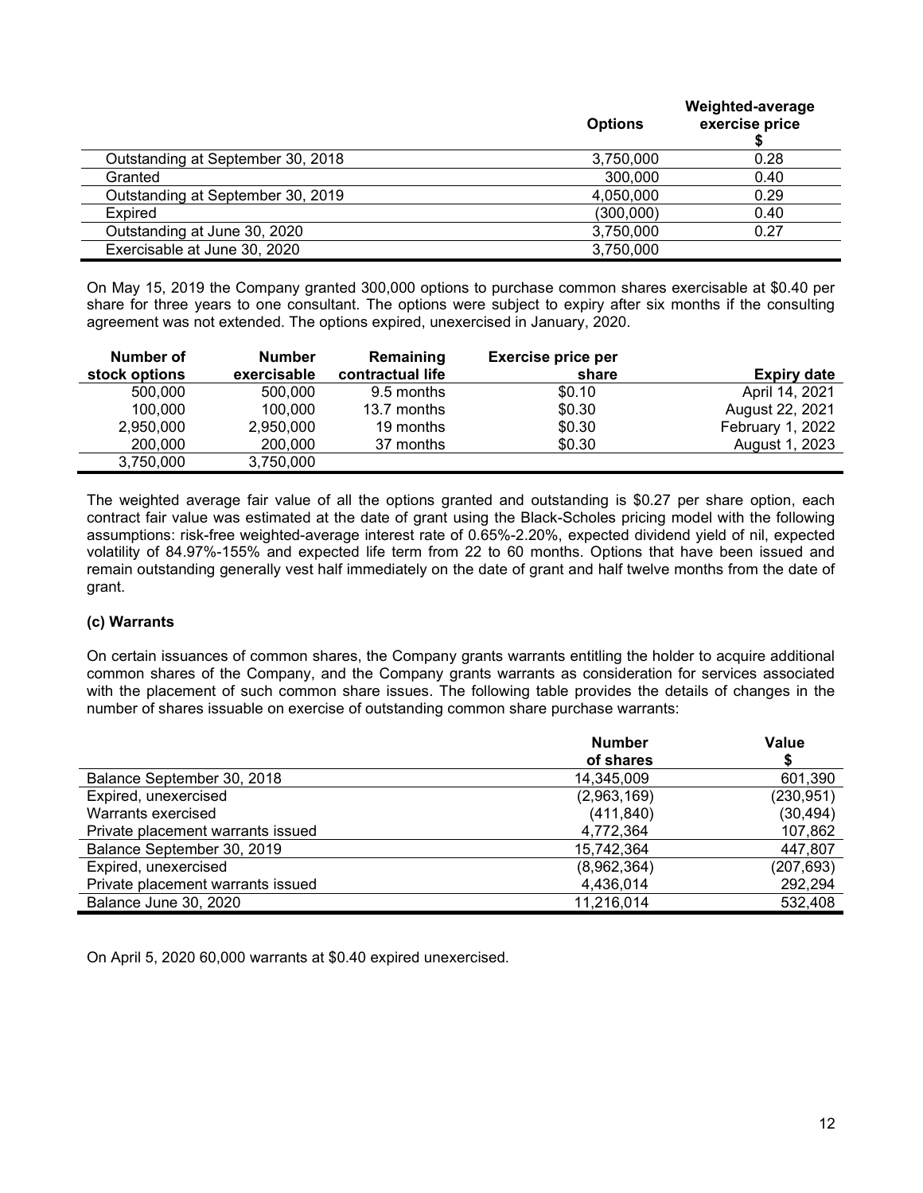| | Options | Weighted-average exercise price $ |
|---|---|---|
| Outstanding at September 30, 2018 | 3,750,000 | 0.28 |
| Granted | 300,000 | 0.40 |
| Outstanding at September 30, 2019 | 4,050,000 | 0.29 |
| Expired | (300,000) | 0.40 |
| Outstanding at June 30, 2020 | 3,750,000 | 0.27 |
| Exercisable at June 30, 2020 | 3,750,000 | |

On May 15, 2019 the Company granted 300,000 options to purchase common shares exercisable at $0.40 per share for three years to one consultant. The options were subject to expiry after six months if the consulting agreement was not extended. The options expired, unexercised in January, 2020.

| Number of stock options | Number exercisable | Remaining contractual life | Exercise price per share | Expiry date |
|---|---|---|---|---|
| 500,000 | 500,000 | 9.5 months | $0.10 | April 14, 2021 |
| 100,000 | 100,000 | 13.7 months | $0.30 | August 22, 2021 |
| 2,950,000 | 2,950,000 | 19 months | $0.30 | February 1, 2022 |
| 200,000 | 200,000 | 37 months | $0.30 | August 1, 2023 |
| 3,750,000 | 3,750,000 | | | |

The weighted average fair value of all the options granted and outstanding is $0.27 per share option, each contract fair value was estimated at the date of grant using the Black-Scholes pricing model with the following assumptions: risk-free weighted-average interest rate of 0.65%-2.20%, expected dividend yield of nil, expected volatility of 84.97%-155% and expected life term from 22 to 60 months. Options that have been issued and remain outstanding generally vest half immediately on the date of grant and half twelve months from the date of grant.

**(c) Warrants**

On certain issuances of common shares, the Company grants warrants entitling the holder to acquire additional common shares of the Company, and the Company grants warrants as consideration for services associated with the placement of such common share issues. The following table provides the details of changes in the number of shares issuable on exercise of outstanding common share purchase warrants:

| | Number of shares | Value $ |
|---|---|---|
| Balance September 30, 2018 | 14,345,009 | 601,390 |
| Expired, unexercised | (2,963,169) | (230,951) |
| Warrants exercised | (411,840) | (30,494) |
| Private placement warrants issued | 4,772,364 | 107,862 |
| Balance September 30, 2019 | 15,742,364 | 447,807 |
| Expired, unexercised | (8,962,364) | (207,693) |
| Private placement warrants issued | 4,436,014 | 292,294 |
| Balance June 30, 2020 | 11,216,014 | 532,408 |

On April 5, 2020 60,000 warrants at $0.40 expired unexercised.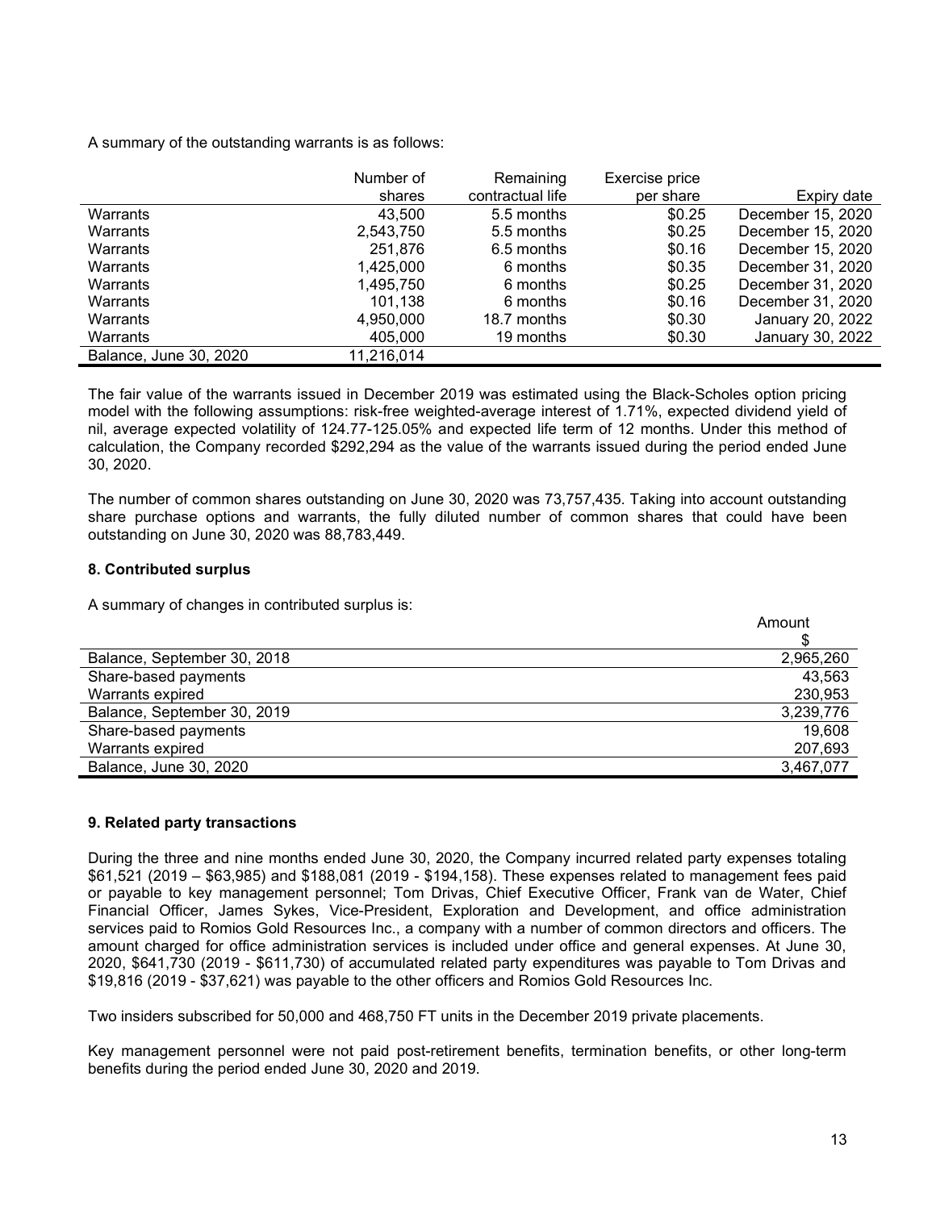A summary of the outstanding warrants is as follows:

| | Number of shares | Remaining contractual life | Exercise price per share | Expiry date |
|---|---|---|---|---|
| Warrants | 43,500 | 5.5 months | $0.25 | December 15, 2020 |
| Warrants | 2,543,750 | 5.5 months | $0.25 | December 15, 2020 |
| Warrants | 251,876 | 6.5 months | $0.16 | December 15, 2020 |
| Warrants | 1,425,000 | 6 months | $0.35 | December 31, 2020 |
| Warrants | 1,495,750 | 6 months | $0.25 | December 31, 2020 |
| Warrants | 101,138 | 6 months | $0.16 | December 31, 2020 |
| Warrants | 4,950,000 | 18.7 months | $0.30 | January 20, 2022 |
| Warrants | 405,000 | 19 months | $0.30 | January 30, 2022 |
| Balance, June 30, 2020 | 11,216,014 | | | |

The fair value of the warrants issued in December 2019 was estimated using the Black-Scholes option pricing model with the following assumptions: risk-free weighted-average interest of 1.71%, expected dividend yield of nil, average expected volatility of 124.77-125.05% and expected life term of 12 months. Under this method of calculation, the Company recorded $292,294 as the value of the warrants issued during the period ended June 30, 2020.

The number of common shares outstanding on June 30, 2020 was 73,757,435. Taking into account outstanding share purchase options and warrants, the fully diluted number of common shares that could have been outstanding on June 30, 2020 was 88,783,449.

### 8. Contributed surplus

A summary of changes in contributed surplus is:

| | Amount $ |
|---|---|
| Balance, September 30, 2018 | 2,965,260 |
| Share-based payments | 43,563 |
| Warrants expired | 230,953 |
| Balance, September 30, 2019 | 3,239,776 |
| Share-based payments | 19,608 |
| Warrants expired | 207,693 |
| Balance, June 30, 2020 | 3,467,077 |

### 9. Related party transactions

During the three and nine months ended June 30, 2020, the Company incurred related party expenses totaling $61,521 (2019 – $63,985) and $188,081 (2019 - $194,158). These expenses related to management fees paid or payable to key management personnel; Tom Drivas, Chief Executive Officer, Frank van de Water, Chief Financial Officer, James Sykes, Vice-President, Exploration and Development, and office administration services paid to Romios Gold Resources Inc., a company with a number of common directors and officers. The amount charged for office administration services is included under office and general expenses. At June 30, 2020, $641,730 (2019 - $611,730) of accumulated related party expenditures was payable to Tom Drivas and $19,816 (2019 - $37,621) was payable to the other officers and Romios Gold Resources Inc.

Two insiders subscribed for 50,000 and 468,750 FT units in the December 2019 private placements.

Key management personnel were not paid post-retirement benefits, termination benefits, or other long-term benefits during the period ended June 30, 2020 and 2019.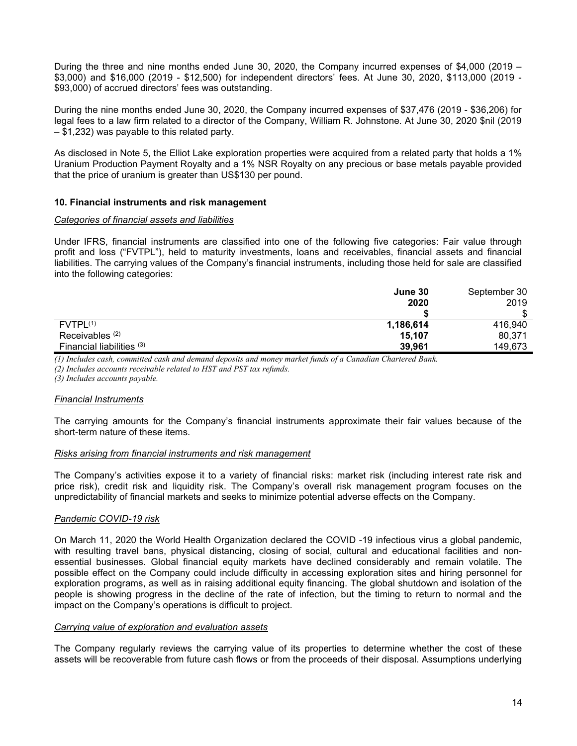During the three and nine months ended June 30, 2020, the Company incurred expenses of $4,000 (2019 – $3,000) and $16,000 (2019 - $12,500) for independent directors' fees. At June 30, 2020, $113,000 (2019 - $93,000) of accrued directors' fees was outstanding.

During the nine months ended June 30, 2020, the Company incurred expenses of $37,476 (2019 - $36,206) for legal fees to a law firm related to a director of the Company, William R. Johnstone. At June 30, 2020 $nil (2019 – $1,232) was payable to this related party.

As disclosed in Note 5, the Elliot Lake exploration properties were acquired from a related party that holds a 1% Uranium Production Payment Royalty and a 1% NSR Royalty on any precious or base metals payable provided that the price of uranium is greater than US$130 per pound.

## 10. Financial instruments and risk management

*Categories of financial assets and liabilities*

Under IFRS, financial instruments are classified into one of the following five categories: Fair value through profit and loss ("FVTPL"), held to maturity investments, loans and receivables, financial assets and financial liabilities. The carrying values of the Company's financial instruments, including those held for sale are classified into the following categories:

| | **June 30 2020 $** | September 30 2019 $ |
|---|---|---|
| FVTPL[(1)] | **1,186,614** | 416,940 |
| Receivables [(2)] | **15,107** | 80,371 |
| Financial liabilities [(3)] | **39,961** | 149,673 |

*(1) Includes cash, committed cash and demand deposits and money market funds of a Canadian Chartered Bank.*
*(2) Includes accounts receivable related to HST and PST tax refunds.*
*(3) Includes accounts payable.*

*Financial Instruments*

The carrying amounts for the Company's financial instruments approximate their fair values because of the short-term nature of these items.

*Risks arising from financial instruments and risk management*

The Company's activities expose it to a variety of financial risks: market risk (including interest rate risk and price risk), credit risk and liquidity risk. The Company's overall risk management program focuses on the unpredictability of financial markets and seeks to minimize potential adverse effects on the Company.

*Pandemic COVID-19 risk*

On March 11, 2020 the World Health Organization declared the COVID -19 infectious virus a global pandemic, with resulting travel bans, physical distancing, closing of social, cultural and educational facilities and non-essential businesses. Global financial equity markets have declined considerably and remain volatile. The possible effect on the Company could include difficulty in accessing exploration sites and hiring personnel for exploration programs, as well as in raising additional equity financing. The global shutdown and isolation of the people is showing progress in the decline of the rate of infection, but the timing to return to normal and the impact on the Company's operations is difficult to project.

*Carrying value of exploration and evaluation assets*

The Company regularly reviews the carrying value of its properties to determine whether the cost of these assets will be recoverable from future cash flows or from the proceeds of their disposal. Assumptions underlying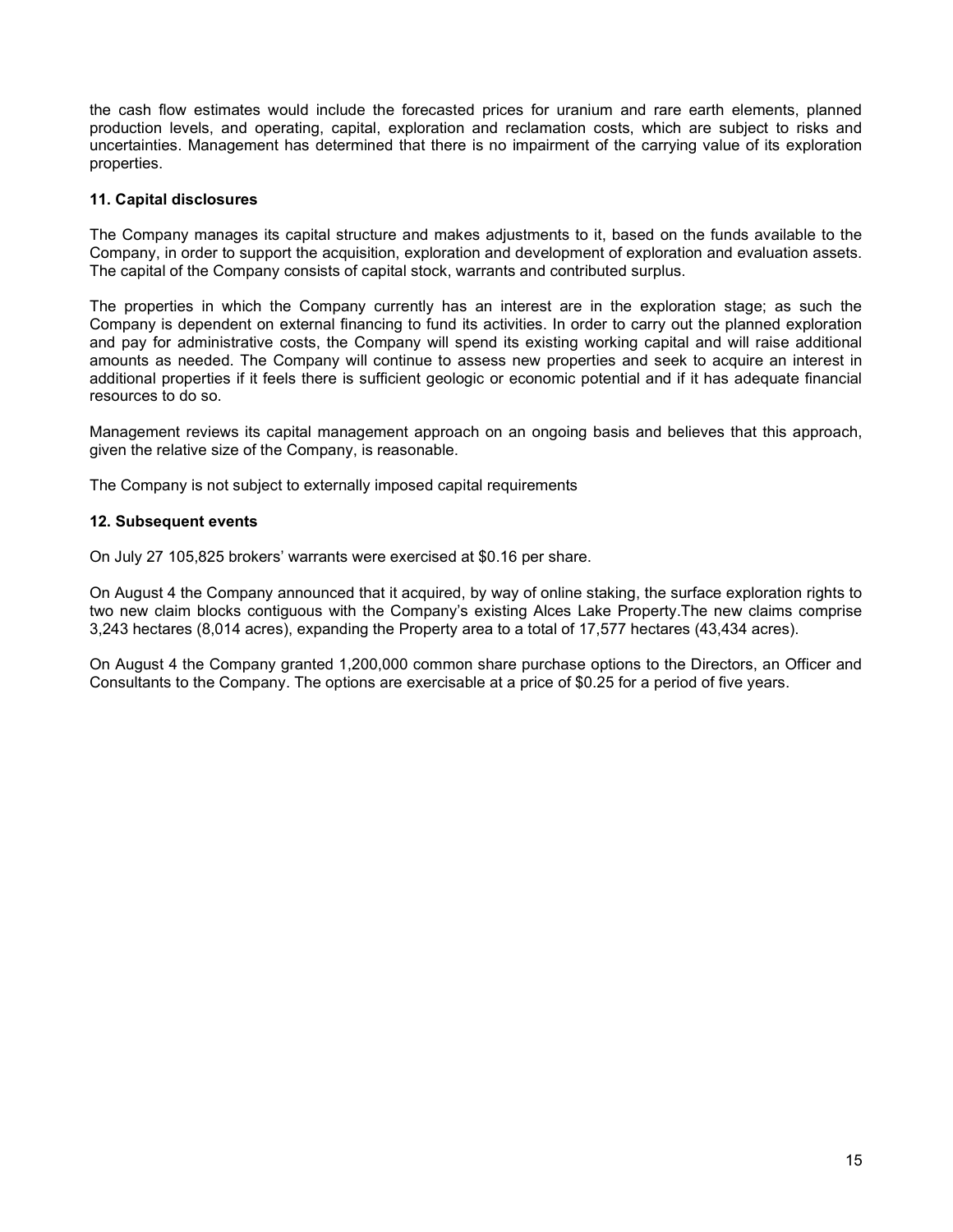the cash flow estimates would include the forecasted prices for uranium and rare earth elements, planned production levels, and operating, capital, exploration and reclamation costs, which are subject to risks and uncertainties. Management has determined that there is no impairment of the carrying value of its exploration properties.

**11. Capital disclosures**

The Company manages its capital structure and makes adjustments to it, based on the funds available to the Company, in order to support the acquisition, exploration and development of exploration and evaluation assets. The capital of the Company consists of capital stock, warrants and contributed surplus.

The properties in which the Company currently has an interest are in the exploration stage; as such the Company is dependent on external financing to fund its activities. In order to carry out the planned exploration and pay for administrative costs, the Company will spend its existing working capital and will raise additional amounts as needed. The Company will continue to assess new properties and seek to acquire an interest in additional properties if it feels there is sufficient geologic or economic potential and if it has adequate financial resources to do so.

Management reviews its capital management approach on an ongoing basis and believes that this approach, given the relative size of the Company, is reasonable.

The Company is not subject to externally imposed capital requirements

**12. Subsequent events**

On July 27 105,825 brokers' warrants were exercised at $0.16 per share.

On August 4 the Company announced that it acquired, by way of online staking, the surface exploration rights to two new claim blocks contiguous with the Company's existing Alces Lake Property.The new claims comprise 3,243 hectares (8,014 acres), expanding the Property area to a total of 17,577 hectares (43,434 acres).

On August 4 the Company granted 1,200,000 common share purchase options to the Directors, an Officer and Consultants to the Company. The options are exercisable at a price of $0.25 for a period of five years.